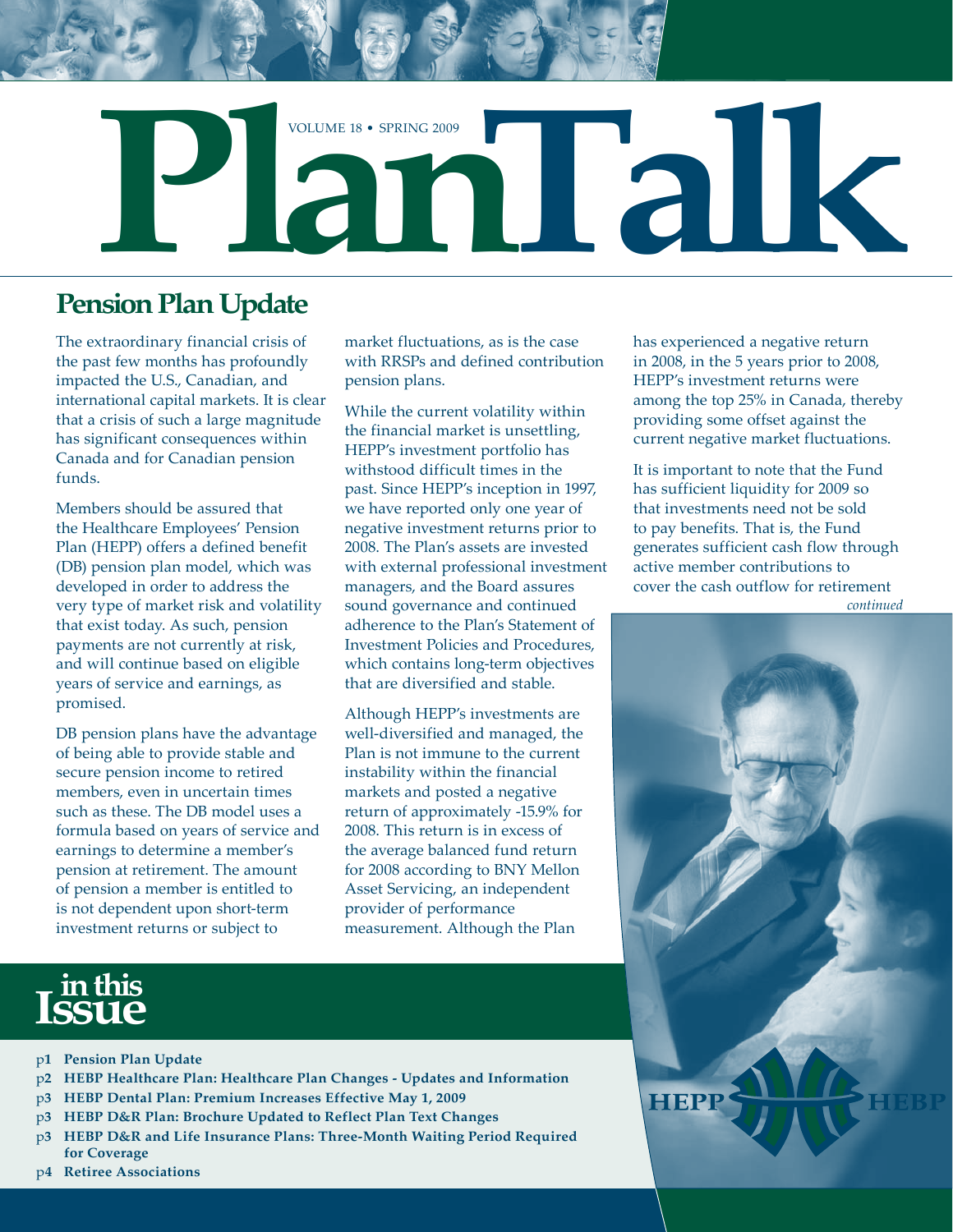# PlanTalk

VOLUME 18 • SPRING 2009

## Pension Plan Update

The extraordinary financial crisis of the past few months has profoundly impacted the U.S., Canadian, and international capital markets. It is clear that a crisis of such a large magnitude has significant consequences within Canada and for Canadian pension funds.

Members should be assured that the Healthcare Employees' Pension Plan (HEPP) offers a defined benefit (DB) pension plan model, which was developed in order to address the very type of market risk and volatility that exist today. As such, pension payments are not currently at risk, and will continue based on eligible years of service and earnings, as promised.

DB pension plans have the advantage of being able to provide stable and secure pension income to retired members, even in uncertain times such as these. The DB model uses a formula based on years of service and earnings to determine a member's pension at retirement. The amount of pension a member is entitled to is not dependent upon short-term investment returns or subject to market fluctuations, as is the case with RRSPs and defined contribution pension plans.

While the current volatility within the financial market is unsettling, HEPP's investment portfolio has withstood difficult times in the past. Since HEPP's inception in 1997, we have reported only one year of negative investment returns prior to 2008. The Plan's assets are invested with external professional investment managers, and the Board assures sound governance and continued adherence to the Plan's Statement of Investment Policies and Procedures, which contains long-term objectives that are diversified and stable.

Although HEPP's investments are well-diversified and managed, the Plan is not immune to the current instability within the financial markets and posted a negative return of approximately -15.9% for 2008. This return is in excess of the average balanced fund return for 2008 according to BNY Mellon Asset Servicing, an independent provider of performance measurement. Although the Plan has experienced a negative return in 2008, in the 5 years prior to 2008, HEPP's investment returns were among the top 25% in Canada, thereby providing some offset against the current negative market fluctuations.

It is important to note that the Fund has sufficient liquidity for 2009 so that investments need not be sold to pay benefits. That is, the Fund generates sufficient cash flow through active member contributions to cover the cash outflow for retirement

*continued*

## in this Issue

- p1 **Pension Plan Update**
- p2 **HEBP Healthcare Plan: Healthcare Plan Changes - Updates and Information**
- p3 **HEBP Dental Plan: Premium Increases Effective May 1, 2009**
- p3 **HEBP D&R Plan: Brochure Updated to Reflect Plan Text Changes**
- p3 **HEBP D&R and Life Insurance Plans: Three-Month Waiting Period Required for Coverage**
- p4 **Retiree Associations**

HEPP HEBP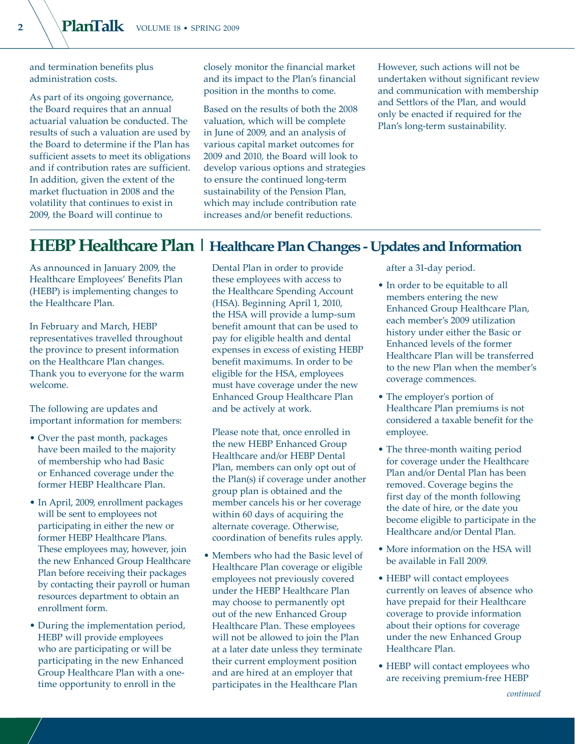and termination benefits plus administration costs.

As part of its ongoing governance, the Board requires that an annual actuarial valuation be conducted. The results of such a valuation are used by the Board to determine if the Plan has sufficient assets to meet its obligations and if contribution rates are sufficient. In addition, given the extent of the market fluctuation in 2008 and the volatility that continues to exist in 2009, the Board will continue to closely monitor the financial market and its impact to the Plan's financial position in the months to come.

Based on the results of both the 2008 valuation, which will be complete in June of 2009, and an analysis of various capital market outcomes for 2009 and 2010, the Board will look to develop various options and strategies to ensure the continued long-term sustainability of the Pension Plan, which may include contribution rate increases and/or benefit reductions.

However, such actions will not be undertaken without significant review and communication with membership and Settlors of the Plan, and would only be enacted if required for the Plan's long-term sustainability.

# HEBP Healthcare Plan | Healthcare Plan Changes - Updates and Information

As announced in January 2009, the Healthcare Employees' Benefits Plan (HEBP) is implementing changes to the Healthcare Plan.

In February and March, HEBP representatives travelled throughout the province to present information on the Healthcare Plan changes. Thank you to everyone for the warm welcome.

The following are updates and important information for members:

- Over the past month, packages have been mailed to the majority of membership who had Basic or Enhanced coverage under the former HEBP Healthcare Plan.
- In April, 2009, enrollment packages will be sent to employees not participating in either the new or former HEBP Healthcare Plans. These employees may, however, join the new Enhanced Group Healthcare Plan before receiving their packages by contacting their payroll or human resources department to obtain an enrollment form.
- During the implementation period, HEBP will provide employees who are participating or will be participating in the new Enhanced Group Healthcare Plan with a one-time opportunity to enroll in the Dental Plan in order to provide these employees with access to the Healthcare Spending Account (HSA). Beginning April 1, 2010, the HSA will provide a lump-sum benefit amount that can be used to pay for eligible health and dental expenses in excess of existing HEBP benefit maximums. In order to be eligible for the HSA, employees must have coverage under the new Enhanced Group Healthcare Plan and be actively at work.

  Please note that, once enrolled in the new HEBP Enhanced Group Healthcare and/or HEBP Dental Plan, members can only opt out of the Plan(s) if coverage under another group plan is obtained and the member cancels his or her coverage within 60 days of acquiring the alternate coverage. Otherwise, coordination of benefits rules apply.
- Members who had the Basic level of Healthcare Plan coverage or eligible employees not previously covered under the HEBP Healthcare Plan may choose to permanently opt out of the new Enhanced Group Healthcare Plan. These employees will not be allowed to join the Plan at a later date unless they terminate their current employment position and are hired at an employer that participates in the Healthcare Plan after a 31-day period.
- In order to be equitable to all members entering the new Enhanced Group Healthcare Plan, each member's 2009 utilization history under either the Basic or Enhanced levels of the former Healthcare Plan will be transferred to the new Plan when the member's coverage commences.
- The employer's portion of Healthcare Plan premiums is not considered a taxable benefit for the employee.
- The three-month waiting period for coverage under the Healthcare Plan and/or Dental Plan has been removed. Coverage begins the first day of the month following the date of hire, or the date you become eligible to participate in the Healthcare and/or Dental Plan.
- More information on the HSA will be available in Fall 2009.
- HEBP will contact employees currently on leaves of absence who have prepaid for their Healthcare coverage to provide information about their options for coverage under the new Enhanced Group Healthcare Plan.
- HEBP will contact employees who are receiving premium-free HEBP

*continued*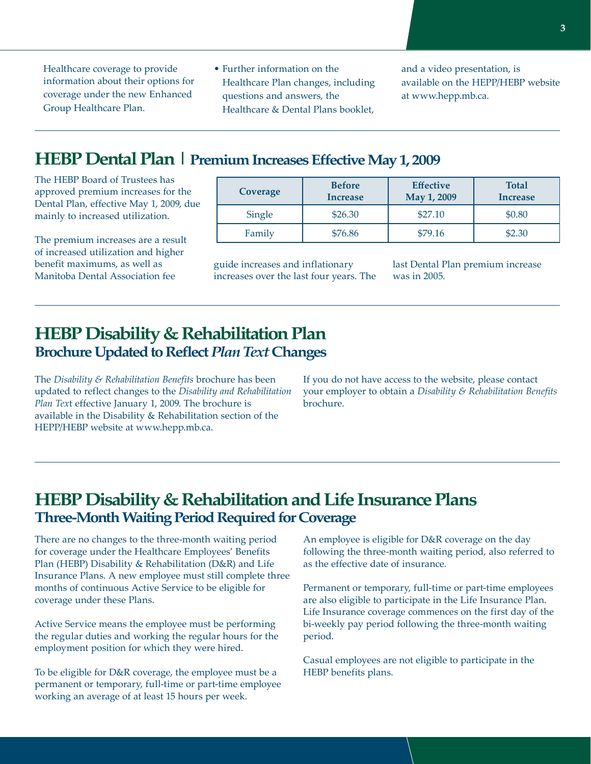Healthcare coverage to provide information about their options for coverage under the new Enhanced Group Healthcare Plan.

- Further information on the Healthcare Plan changes, including questions and answers, the Healthcare & Dental Plans booklet, and a video presentation, is available on the HEPP/HEBP website at www.hepp.mb.ca.

## HEBP Dental Plan | Premium Increases Effective May 1, 2009

The HEBP Board of Trustees has approved premium increases for the Dental Plan, effective May 1, 2009, due mainly to increased utilization.

| Coverage | Before Increase | Effective May 1, 2009 | Total Increase |
|---|---|---|---|
| Single | $26.30 | $27.10 | $0.80 |
| Family | $76.86 | $79.16 | $2.30 |

The premium increases are a result of increased utilization and higher benefit maximums, as well as Manitoba Dental Association fee guide increases and inflationary increases over the last four years. The last Dental Plan premium increase was in 2005.

## HEBP Disability & Rehabilitation Plan

### Brochure Updated to Reflect *Plan Text* Changes

The *Disability & Rehabilitation Benefits* brochure has been updated to reflect changes to the *Disability and Rehabilitation Plan Text* effective January 1, 2009. The brochure is available in the Disability & Rehabilitation section of the HEPP/HEBP website at www.hepp.mb.ca.

If you do not have access to the website, please contact your employer to obtain a *Disability & Rehabilitation Benefits* brochure.

## HEBP Disability & Rehabilitation and Life Insurance Plans

### Three-Month Waiting Period Required for Coverage

There are no changes to the three-month waiting period for coverage under the Healthcare Employees' Benefits Plan (HEBP) Disability & Rehabilitation (D&R) and Life Insurance Plans. A new employee must still complete three months of continuous Active Service to be eligible for coverage under these Plans.

Active Service means the employee must be performing the regular duties and working the regular hours for the employment position for which they were hired.

To be eligible for D&R coverage, the employee must be a permanent or temporary, full-time or part-time employee working an average of at least 15 hours per week.

An employee is eligible for D&R coverage on the day following the three-month waiting period, also referred to as the effective date of insurance.

Permanent or temporary, full-time or part-time employees are also eligible to participate in the Life Insurance Plan. Life Insurance coverage commences on the first day of the bi-weekly pay period following the three-month waiting period.

Casual employees are not eligible to participate in the HEBP benefits plans.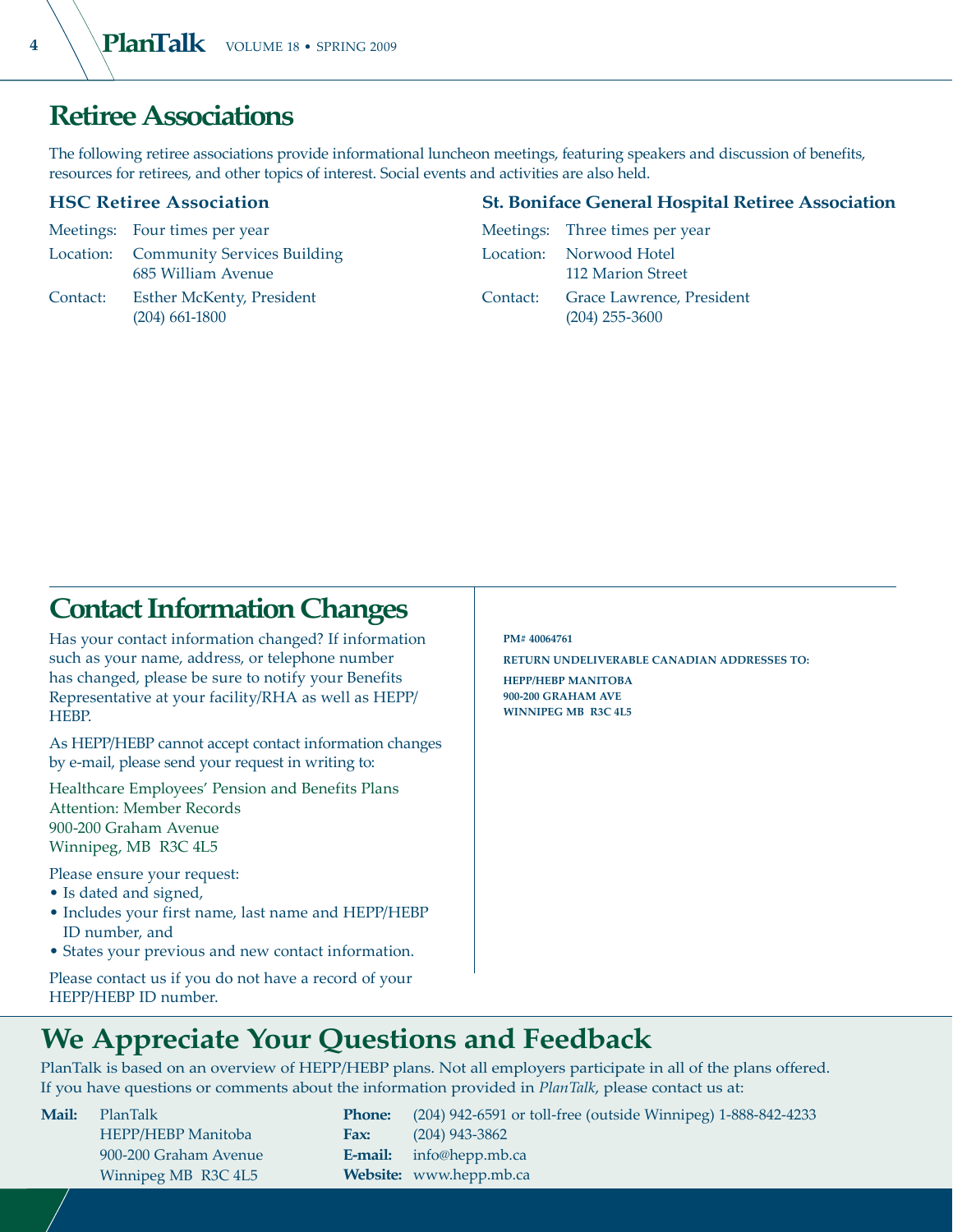## Retiree Associations

The following retiree associations provide informational luncheon meetings, featuring speakers and discussion of benefits, resources for retirees, and other topics of interest. Social events and activities are also held.

### HSC Retiree Association

Meetings: Four times per year

Location: Community Services Building
685 William Avenue

Contact: Esther McKenty, President
(204) 661-1800

### St. Boniface General Hospital Retiree Association

Meetings: Three times per year

Location: Norwood Hotel
112 Marion Street

Contact: Grace Lawrence, President
(204) 255-3600

## Contact Information Changes

Has your contact information changed? If information such as your name, address, or telephone number has changed, please be sure to notify your Benefits Representative at your facility/RHA as well as HEPP/HEBP.

As HEPP/HEBP cannot accept contact information changes by e-mail, please send your request in writing to:

Healthcare Employees' Pension and Benefits Plans
Attention: Member Records
900-200 Graham Avenue
Winnipeg, MB R3C 4L5

Please ensure your request:

- Is dated and signed,
- Includes your first name, last name and HEPP/HEBP ID number, and
- States your previous and new contact information.

Please contact us if you do not have a record of your HEPP/HEBP ID number.

**PM# 40064761**

**RETURN UNDELIVERABLE CANADIAN ADDRESSES TO:**

**HEPP/HEBP MANITOBA**
**900-200 GRAHAM AVE**
**WINNIPEG MB R3C 4L5**

## We Appreciate Your Questions and Feedback

PlanTalk is based on an overview of HEPP/HEBP plans. Not all employers participate in all of the plans offered. If you have questions or comments about the information provided in *PlanTalk*, please contact us at:

**Mail:** PlanTalk
HEPP/HEBP Manitoba
900-200 Graham Avenue
Winnipeg MB R3C 4L5

**Phone:** (204) 942-6591 or toll-free (outside Winnipeg) 1-888-842-4233
**Fax:** (204) 943-3862
**E-mail:** info@hepp.mb.ca
**Website:** www.hepp.mb.ca